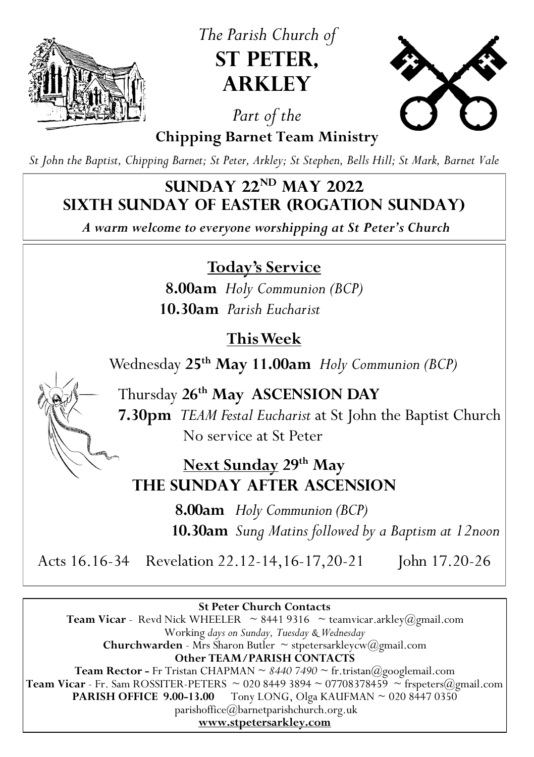*The Parish Church of*

# ST PETER, ARKLEY

*Part of the*

**Chipping Barnet Team Ministry**

*St John the Baptist, Chipping Barnet; St Peter, Arkley; St Stephen, Bells Hill; St Mark, Barnet Vale*

## SUNDAY 22ND MAY 2022
## SIXTH SUNDAY OF EASTER (ROGATION SUNDAY)

***A warm welcome to everyone worshipping at St Peter's Church***

### Today's Service

**8.00am** *Holy Communion (BCP)*

**10.30am** *Parish Eucharist*

### This Week

Wednesday **25th May 11.00am** *Holy Communion (BCP)*

Thursday **26th May ASCENSION DAY**

**7.30pm** *TEAM Festal Eucharist* at St John the Baptist Church

No service at St Peter

### Next Sunday 29th May
### THE SUNDAY AFTER ASCENSION

**8.00am** *Holy Communion (BCP)*

**10.30am** *Sung Matins followed by a Baptism at 12noon*

Acts 16.16-34 Revelation 22.12-14,16-17,20-21 John 17.20-26

---

**St Peter Church Contacts**

**Team Vicar** - Revd Nick WHEELER ~ 8441 9316 ~ teamvicar.arkley@gmail.com

Working *days on Sunday, Tuesday & Wednesday*

**Churchwarden** - Mrs Sharon Butler ~ stpetersarkleycw@gmail.com

**Other TEAM/PARISH CONTACTS**

**Team Rector -** Fr Tristan CHAPMAN ~ *8440 7490* ~ fr.tristan@googlemail.com

**Team Vicar** - Fr. Sam ROSSITER-PETERS ~ 020 8449 3894 ~ 07708378459 ~ frspeters@gmail.com

**PARISH OFFICE 9.00-13.00** Tony LONG, Olga KAUFMAN ~ 020 8447 0350

parishoffice@barnetparishchurch.org.uk

**www.stpetersarkley.com**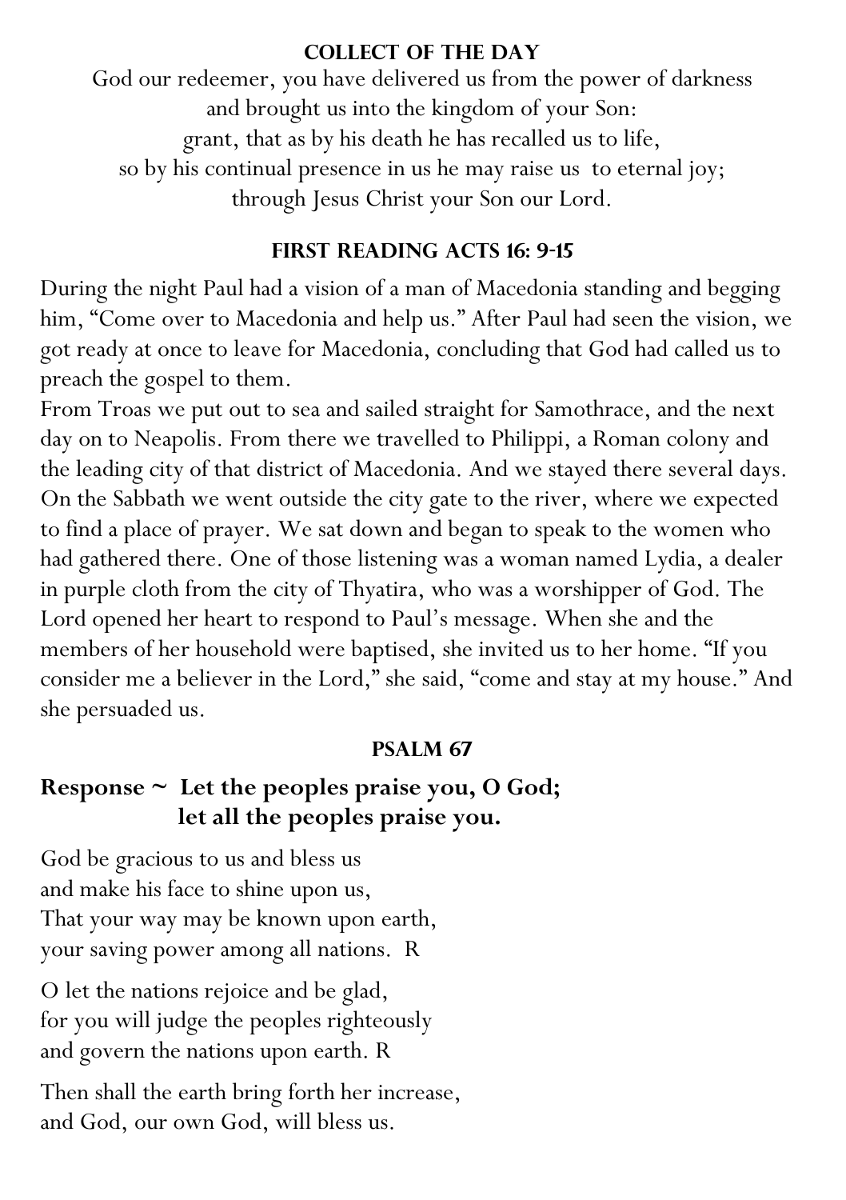## COLLECT OF THE DAY

God our redeemer, you have delivered us from the power of darkness
and brought us into the kingdom of your Son:
grant, that as by his death he has recalled us to life,
so by his continual presence in us he may raise us to eternal joy;
through Jesus Christ your Son our Lord.

## FIRST READING ACTS 16: 9-15

During the night Paul had a vision of a man of Macedonia standing and begging him, "Come over to Macedonia and help us." After Paul had seen the vision, we got ready at once to leave for Macedonia, concluding that God had called us to preach the gospel to them.

From Troas we put out to sea and sailed straight for Samothrace, and the next day on to Neapolis. From there we travelled to Philippi, a Roman colony and the leading city of that district of Macedonia. And we stayed there several days. On the Sabbath we went outside the city gate to the river, where we expected to find a place of prayer. We sat down and began to speak to the women who had gathered there. One of those listening was a woman named Lydia, a dealer in purple cloth from the city of Thyatira, who was a worshipper of God. The Lord opened her heart to respond to Paul's message. When she and the members of her household were baptised, she invited us to her home. "If you consider me a believer in the Lord," she said, "come and stay at my house." And she persuaded us.

## PSALM 67

**Response ~ Let the peoples praise you, O God;
let all the peoples praise you.**

God be gracious to us and bless us
and make his face to shine upon us,
That your way may be known upon earth,
your saving power among all nations. R

O let the nations rejoice and be glad,
for you will judge the peoples righteously
and govern the nations upon earth. R

Then shall the earth bring forth her increase,
and God, our own God, will bless us.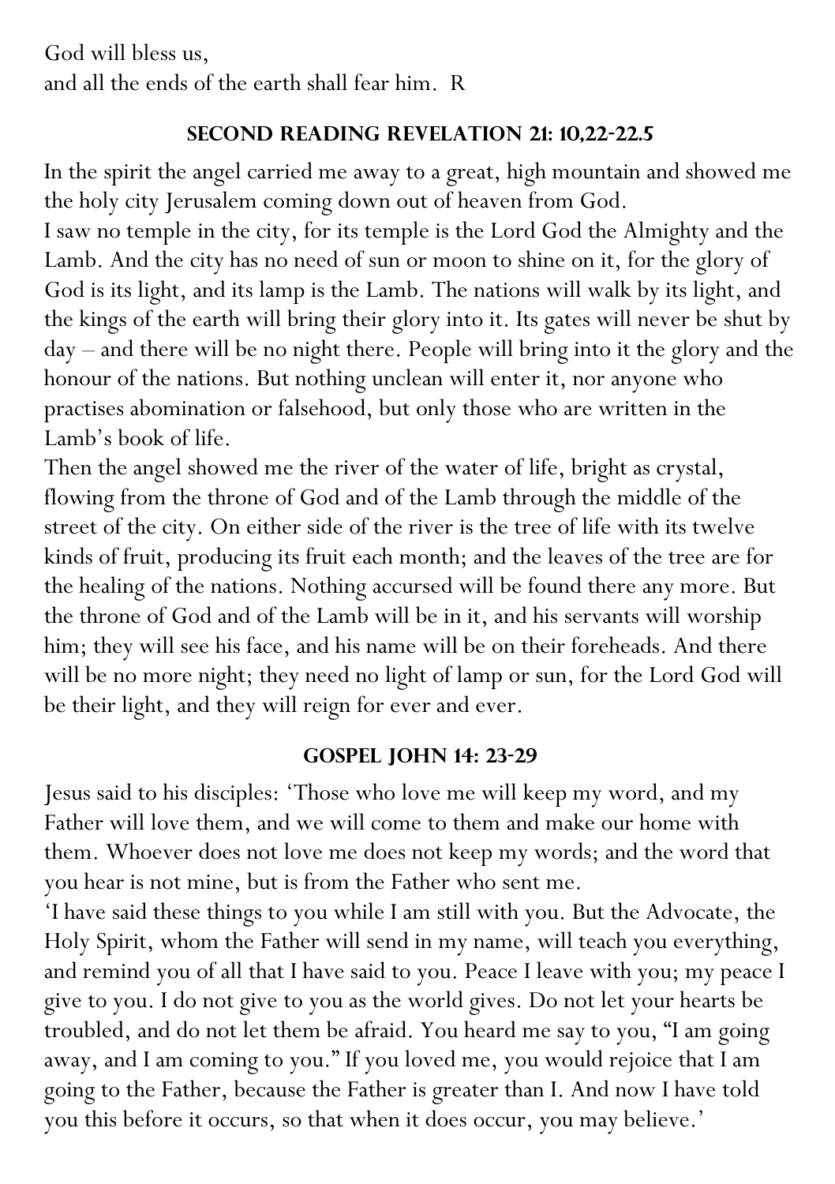God will bless us,
and all the ends of the earth shall fear him. R

### Second Reading Revelation 21: 10,22-22.5

In the spirit the angel carried me away to a great, high mountain and showed me the holy city Jerusalem coming down out of heaven from God.
I saw no temple in the city, for its temple is the Lord God the Almighty and the Lamb. And the city has no need of sun or moon to shine on it, for the glory of God is its light, and its lamp is the Lamb. The nations will walk by its light, and the kings of the earth will bring their glory into it. Its gates will never be shut by day – and there will be no night there. People will bring into it the glory and the honour of the nations. But nothing unclean will enter it, nor anyone who practises abomination or falsehood, but only those who are written in the Lamb's book of life.
Then the angel showed me the river of the water of life, bright as crystal, flowing from the throne of God and of the Lamb through the middle of the street of the city. On either side of the river is the tree of life with its twelve kinds of fruit, producing its fruit each month; and the leaves of the tree are for the healing of the nations. Nothing accursed will be found there any more. But the throne of God and of the Lamb will be in it, and his servants will worship him; they will see his face, and his name will be on their foreheads. And there will be no more night; they need no light of lamp or sun, for the Lord God will be their light, and they will reign for ever and ever.

### Gospel John 14: 23-29

Jesus said to his disciples: 'Those who love me will keep my word, and my Father will love them, and we will come to them and make our home with them. Whoever does not love me does not keep my words; and the word that you hear is not mine, but is from the Father who sent me.
'I have said these things to you while I am still with you. But the Advocate, the Holy Spirit, whom the Father will send in my name, will teach you everything, and remind you of all that I have said to you. Peace I leave with you; my peace I give to you. I do not give to you as the world gives. Do not let your hearts be troubled, and do not let them be afraid. You heard me say to you, "I am going away, and I am coming to you." If you loved me, you would rejoice that I am going to the Father, because the Father is greater than I. And now I have told you this before it occurs, so that when it does occur, you may believe.'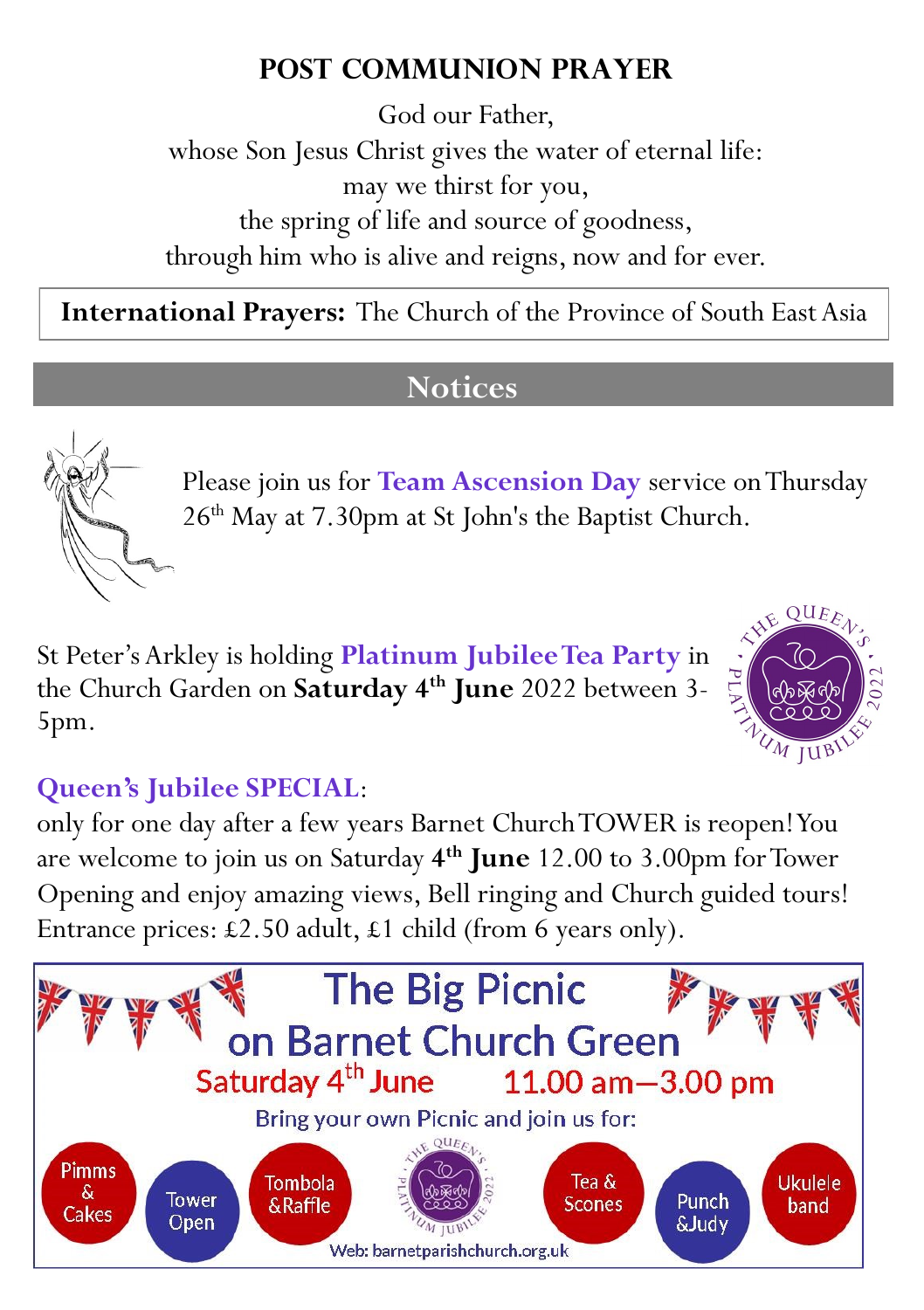## POST COMMUNION PRAYER

God our Father,
whose Son Jesus Christ gives the water of eternal life:
may we thirst for you,
the spring of life and source of goodness,
through him who is alive and reigns, now and for ever.

**International Prayers:** The Church of the Province of South East Asia

## Notices

Please join us for **Team Ascension Day** service on Thursday 26th May at 7.30pm at St John's the Baptist Church.

St Peter's Arkley is holding **Platinum Jubilee Tea Party** in the Church Garden on **Saturday 4th June** 2022 between 3-5pm.

**Queen's Jubilee SPECIAL**:
only for one day after a few years Barnet Church TOWER is reopen! You are welcome to join us on Saturday **4th June** 12.00 to 3.00pm for Tower Opening and enjoy amazing views, Bell ringing and Church guided tours! Entrance prices: £2.50 adult, £1 child (from 6 years only).

### The Big Picnic on Barnet Church Green

Saturday 4th June 11.00 am—3.00 pm

Bring your own Picnic and join us for:

Pimms & Cakes
Tower Open
Tombola & Raffle
Tea & Scones
Punch & Judy
Ukulele band

Web: barnetparishchurch.org.uk